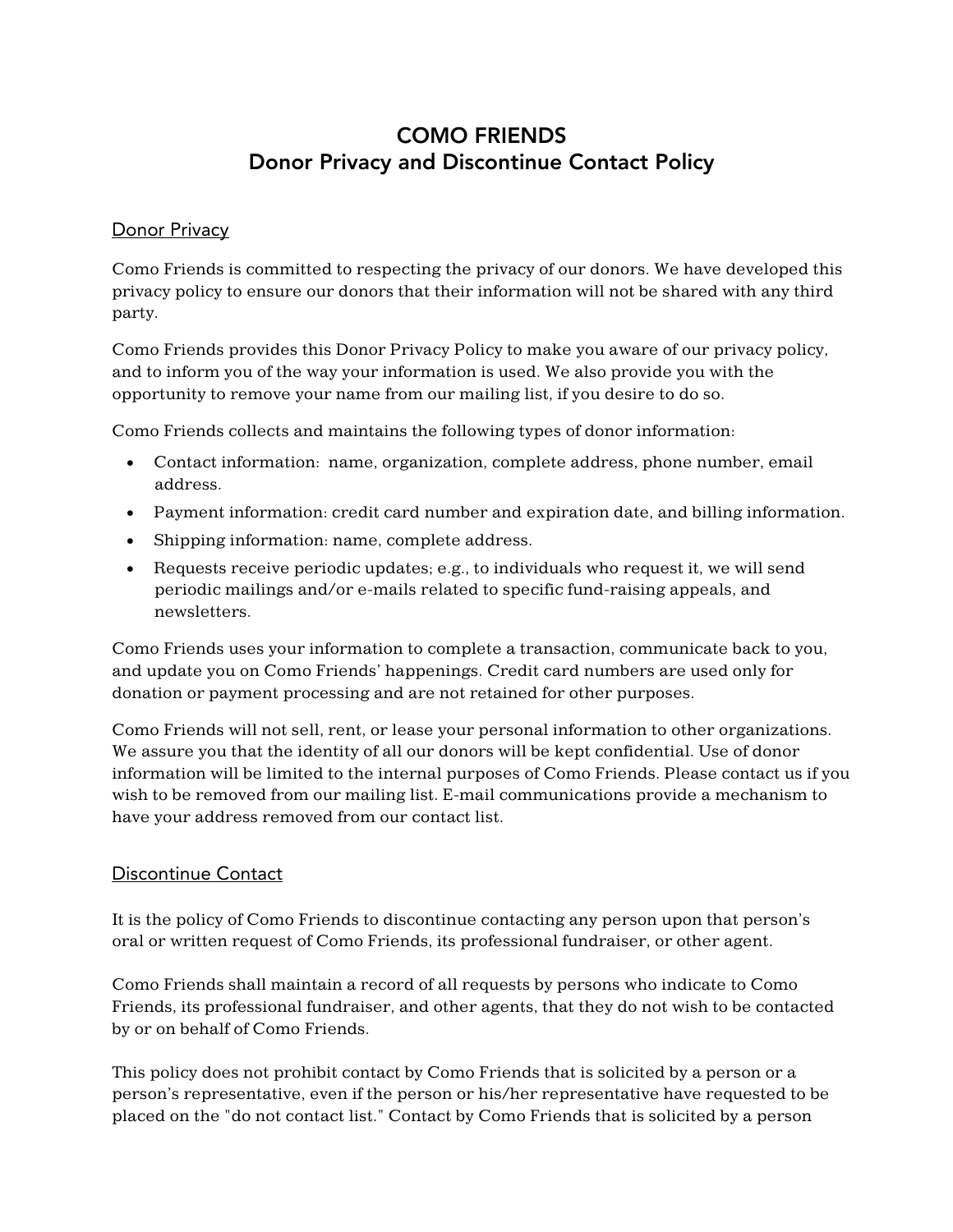# COMO FRIENDS
# Donor Privacy and Discontinue Contact Policy

## Donor Privacy

Como Friends is committed to respecting the privacy of our donors. We have developed this privacy policy to ensure our donors that their information will not be shared with any third party.

Como Friends provides this Donor Privacy Policy to make you aware of our privacy policy, and to inform you of the way your information is used. We also provide you with the opportunity to remove your name from our mailing list, if you desire to do so.

Como Friends collects and maintains the following types of donor information:

- Contact information: name, organization, complete address, phone number, email address.
- Payment information: credit card number and expiration date, and billing information.
- Shipping information: name, complete address.
- Requests receive periodic updates; e.g., to individuals who request it, we will send periodic mailings and/or e-mails related to specific fund-raising appeals, and newsletters.

Como Friends uses your information to complete a transaction, communicate back to you, and update you on Como Friends' happenings. Credit card numbers are used only for donation or payment processing and are not retained for other purposes.

Como Friends will not sell, rent, or lease your personal information to other organizations. We assure you that the identity of all our donors will be kept confidential. Use of donor information will be limited to the internal purposes of Como Friends. Please contact us if you wish to be removed from our mailing list. E-mail communications provide a mechanism to have your address removed from our contact list.

## Discontinue Contact

It is the policy of Como Friends to discontinue contacting any person upon that person's oral or written request of Como Friends, its professional fundraiser, or other agent.

Como Friends shall maintain a record of all requests by persons who indicate to Como Friends, its professional fundraiser, and other agents, that they do not wish to be contacted by or on behalf of Como Friends.

This policy does not prohibit contact by Como Friends that is solicited by a person or a person's representative, even if the person or his/her representative have requested to be placed on the "do not contact list." Contact by Como Friends that is solicited by a person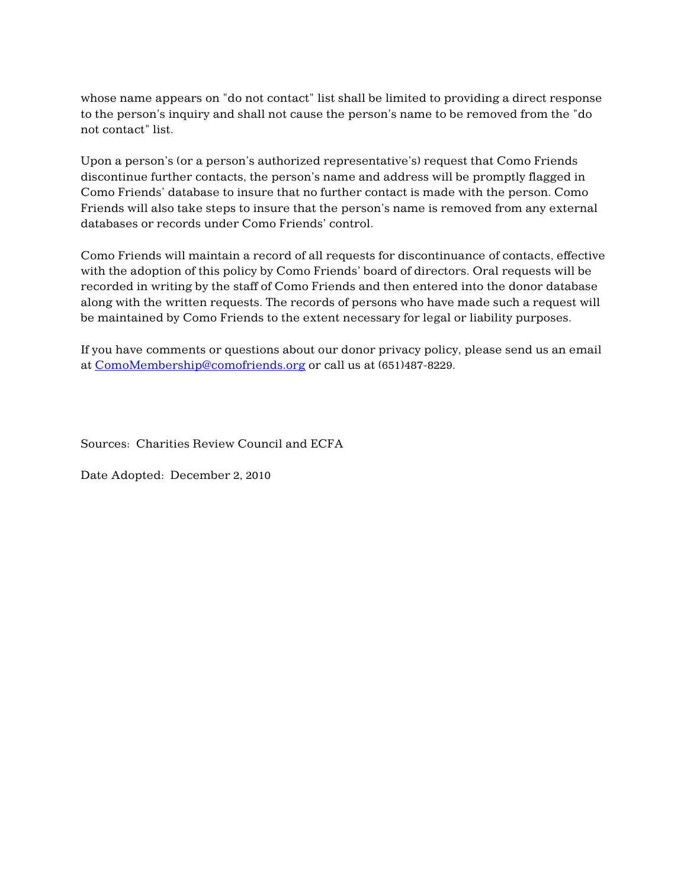whose name appears on "do not contact" list shall be limited to providing a direct response to the person's inquiry and shall not cause the person's name to be removed from the "do not contact" list.

Upon a person's (or a person's authorized representative's) request that Como Friends discontinue further contacts, the person's name and address will be promptly flagged in Como Friends' database to insure that no further contact is made with the person. Como Friends will also take steps to insure that the person's name is removed from any external databases or records under Como Friends' control.

Como Friends will maintain a record of all requests for discontinuance of contacts, effective with the adoption of this policy by Como Friends' board of directors. Oral requests will be recorded in writing by the staff of Como Friends and then entered into the donor database along with the written requests. The records of persons who have made such a request will be maintained by Como Friends to the extent necessary for legal or liability purposes.

If you have comments or questions about our donor privacy policy, please send us an email at ComoMembership@comofriends.org or call us at (651)487-8229.

Sources: Charities Review Council and ECFA

Date Adopted: December 2, 2010